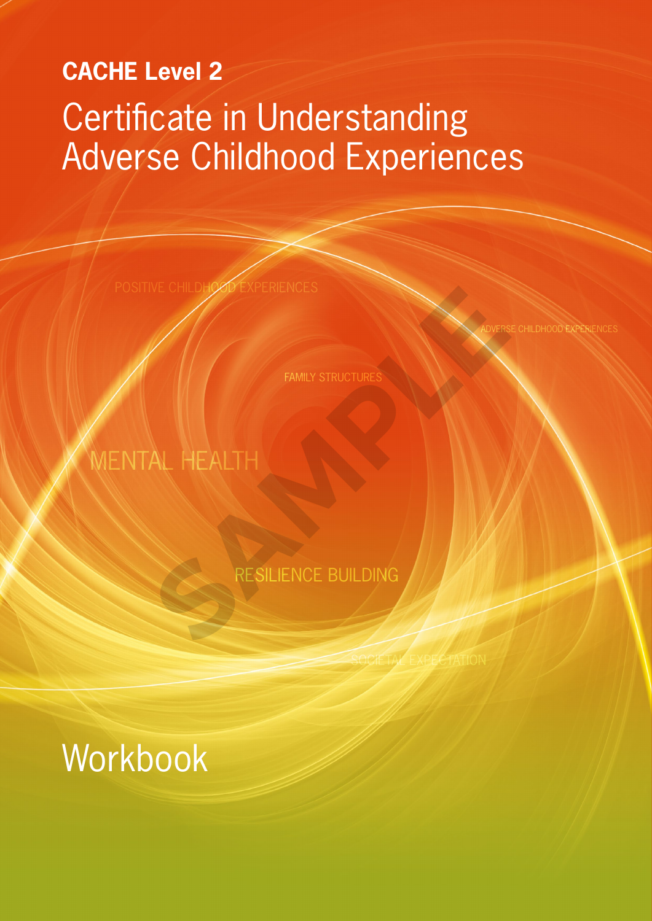**CACHE Level 2**

# Certificate in Understanding Adverse Childhood Experiences

POSITIVE CHILDHOOD EXPERIENCES

ADVERSE CHILDHOOD EXPERIENCES

FAMILY STRUCTURES

MENTAL HEALTH

RESILIENCE BUILDING

SOCIETAL EXPECTATION

SAMPLE

# Workbook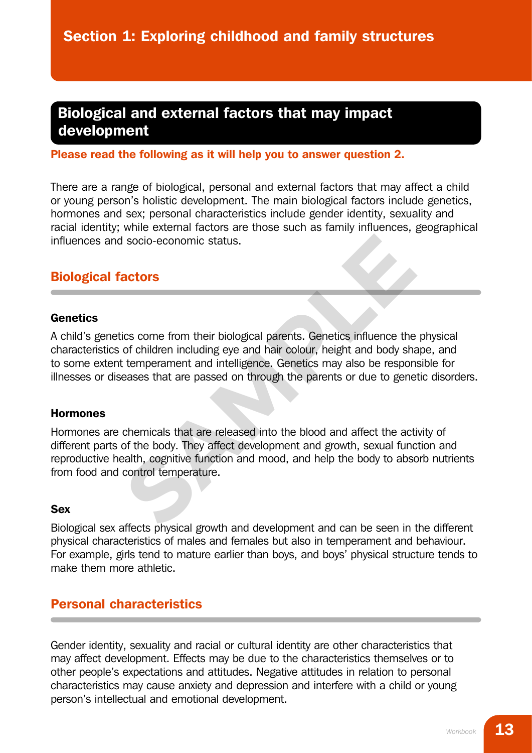# Section 1: Exploring childhood and family structures

## Biological and external factors that may impact development

**Please read the following as it will help you to answer question 2.**

There are a range of biological, personal and external factors that may affect a child or young person's holistic development. The main biological factors include genetics, hormones and sex; personal characteristics include gender identity, sexuality and racial identity; while external factors are those such as family influences, geographical influences and socio-economic status.

### Biological factors

#### Genetics

A child's genetics come from their biological parents. Genetics influence the physical characteristics of children including eye and hair colour, height and body shape, and to some extent temperament and intelligence. Genetics may also be responsible for illnesses or diseases that are passed on through the parents or due to genetic disorders.

#### Hormones

Hormones are chemicals that are released into the blood and affect the activity of different parts of the body. They affect development and growth, sexual function and reproductive health, cognitive function and mood, and help the body to absorb nutrients from food and control temperature.

#### Sex

Biological sex affects physical growth and development and can be seen in the different physical characteristics of males and females but also in temperament and behaviour. For example, girls tend to mature earlier than boys, and boys' physical structure tends to make them more athletic.

### Personal characteristics

Gender identity, sexuality and racial or cultural identity are other characteristics that may affect development. Effects may be due to the characteristics themselves or to other people's expectations and attitudes. Negative attitudes in relation to personal characteristics may cause anxiety and depression and interfere with a child or young person's intellectual and emotional development.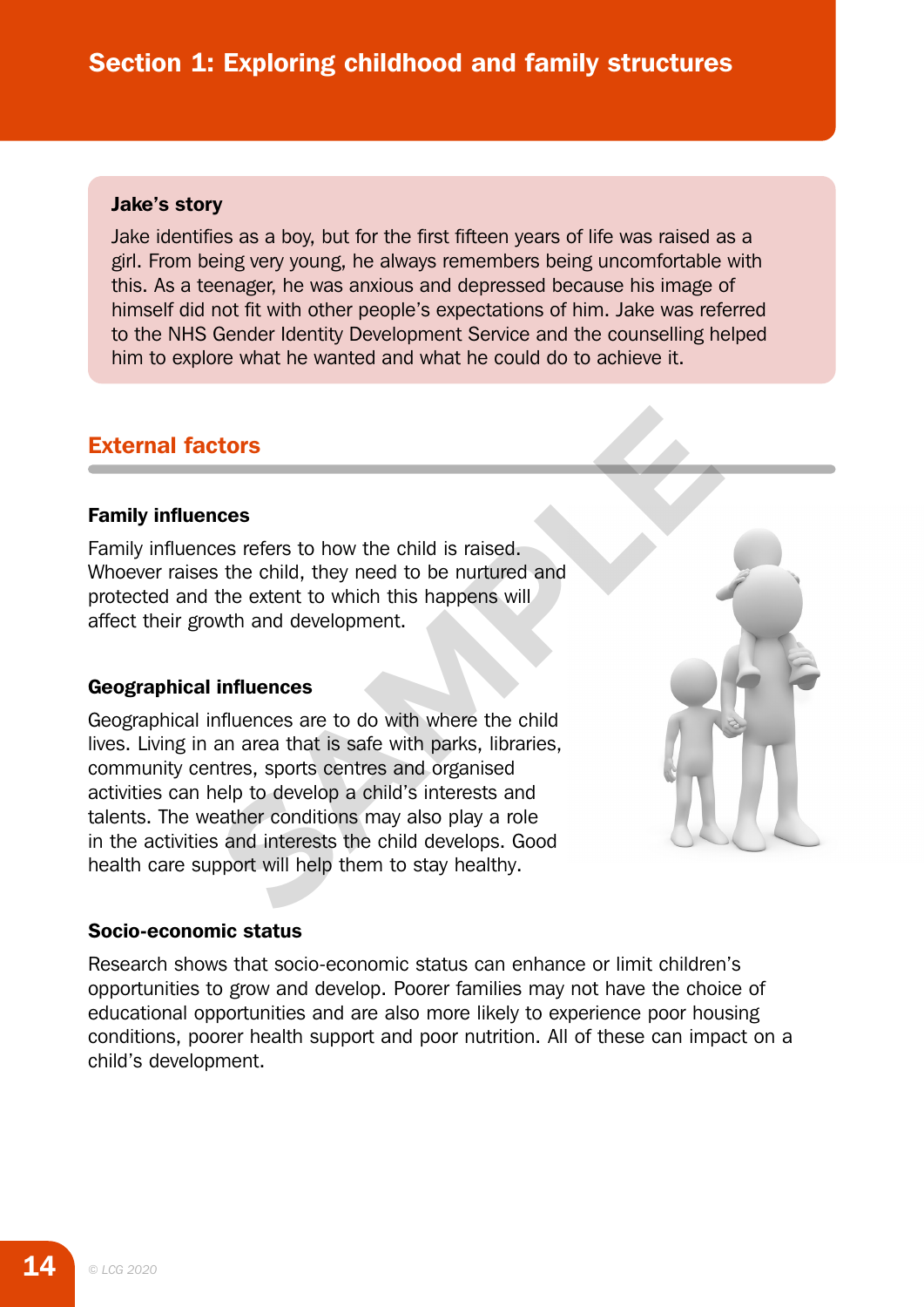## Section 1: Exploring childhood and family structures

**Jake's story**

Jake identifies as a boy, but for the first fifteen years of life was raised as a girl. From being very young, he always remembers being uncomfortable with this. As a teenager, he was anxious and depressed because his image of himself did not fit with other people's expectations of him. Jake was referred to the NHS Gender Identity Development Service and the counselling helped him to explore what he wanted and what he could do to achieve it.

## External factors

### Family influences

Family influences refers to how the child is raised. Whoever raises the child, they need to be nurtured and protected and the extent to which this happens will affect their growth and development.

### Geographical influences

Geographical influences are to do with where the child lives. Living in an area that is safe with parks, libraries, community centres, sports centres and organised activities can help to develop a child's interests and talents. The weather conditions may also play a role in the activities and interests the child develops. Good health care support will help them to stay healthy.

### Socio-economic status

Research shows that socio-economic status can enhance or limit children's opportunities to grow and develop. Poorer families may not have the choice of educational opportunities and are also more likely to experience poor housing conditions, poorer health support and poor nutrition. All of these can impact on a child's development.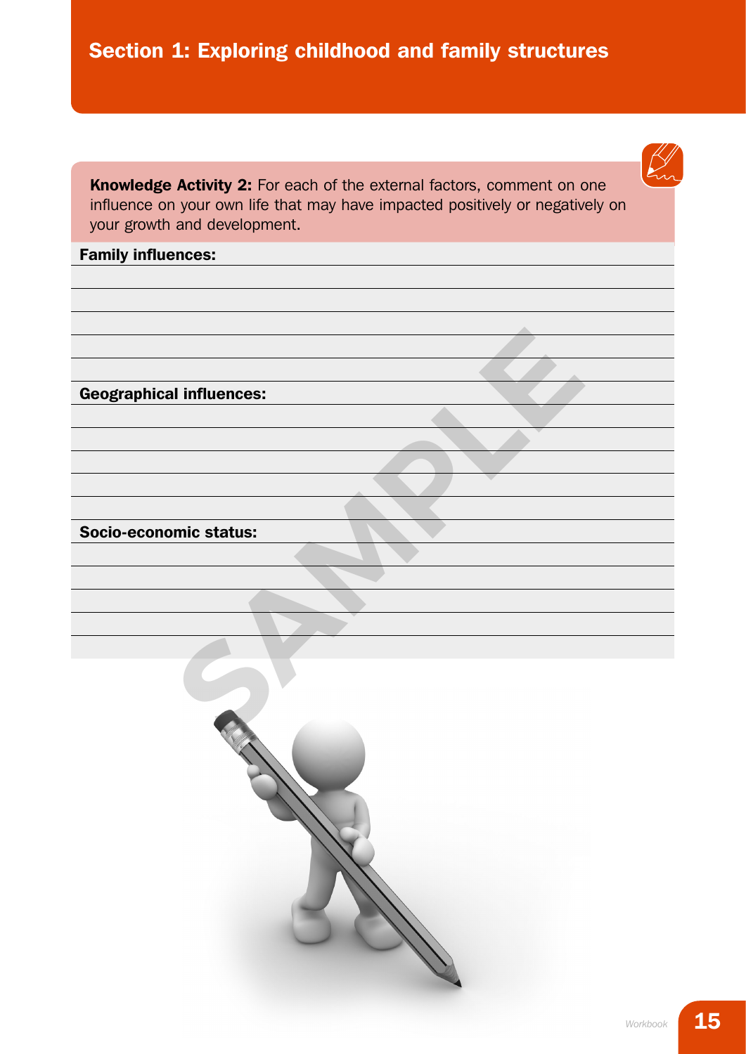# Section 1: Exploring childhood and family structures

**Knowledge Activity 2:** For each of the external factors, comment on one influence on your own life that may have impacted positively or negatively on your growth and development.

**Family influences:**

**Geographical influences:**

**Socio-economic status:**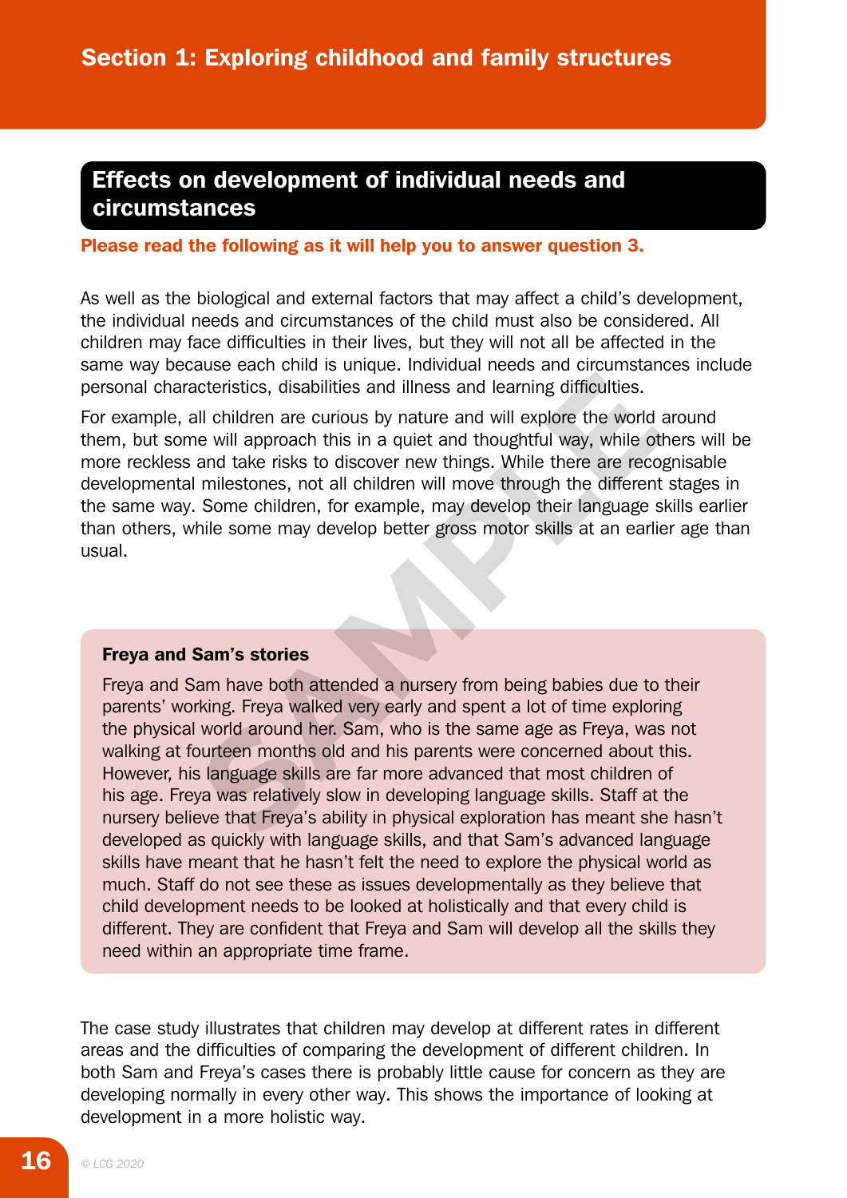## Effects on development of individual needs and circumstances

**Please read the following as it will help you to answer question 3.**

As well as the biological and external factors that may affect a child's development, the individual needs and circumstances of the child must also be considered. All children may face difficulties in their lives, but they will not all be affected in the same way because each child is unique. Individual needs and circumstances include personal characteristics, disabilities and illness and learning difficulties.

For example, all children are curious by nature and will explore the world around them, but some will approach this in a quiet and thoughtful way, while others will be more reckless and take risks to discover new things. While there are recognisable developmental milestones, not all children will move through the different stages in the same way. Some children, for example, may develop their language skills earlier than others, while some may develop better gross motor skills at an earlier age than usual.

**Freya and Sam's stories**

Freya and Sam have both attended a nursery from being babies due to their parents' working. Freya walked very early and spent a lot of time exploring the physical world around her. Sam, who is the same age as Freya, was not walking at fourteen months old and his parents were concerned about this. However, his language skills are far more advanced that most children of his age. Freya was relatively slow in developing language skills. Staff at the nursery believe that Freya's ability in physical exploration has meant she hasn't developed as quickly with language skills, and that Sam's advanced language skills have meant that he hasn't felt the need to explore the physical world as much. Staff do not see these as issues developmentally as they believe that child development needs to be looked at holistically and that every child is different. They are confident that Freya and Sam will develop all the skills they need within an appropriate time frame.

The case study illustrates that children may develop at different rates in different areas and the difficulties of comparing the development of different children. In both Sam and Freya's cases there is probably little cause for concern as they are developing normally in every other way. This shows the importance of looking at development in a more holistic way.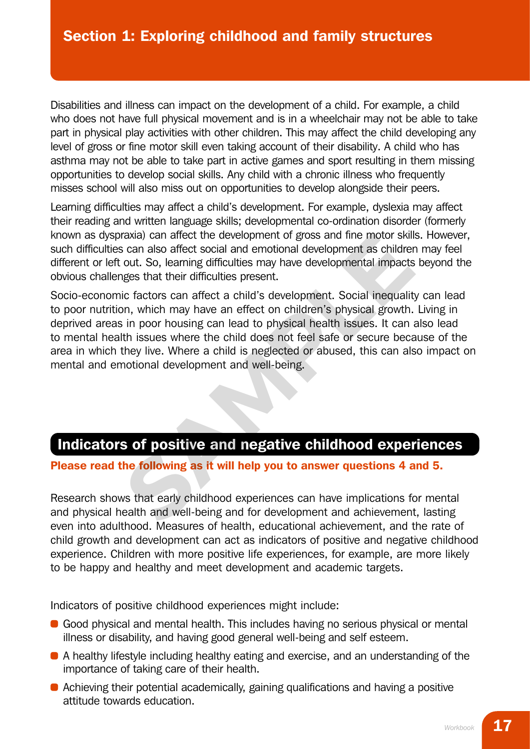## Section 1: Exploring childhood and family structures

Disabilities and illness can impact on the development of a child. For example, a child who does not have full physical movement and is in a wheelchair may not be able to take part in physical play activities with other children. This may affect the child developing any level of gross or fine motor skill even taking account of their disability. A child who has asthma may not be able to take part in active games and sport resulting in them missing opportunities to develop social skills. Any child with a chronic illness who frequently misses school will also miss out on opportunities to develop alongside their peers.

Learning difficulties may affect a child's development. For example, dyslexia may affect their reading and written language skills; developmental co-ordination disorder (formerly known as dyspraxia) can affect the development of gross and fine motor skills. However, such difficulties can also affect social and emotional development as children may feel different or left out. So, learning difficulties may have developmental impacts beyond the obvious challenges that their difficulties present.

Socio-economic factors can affect a child's development. Social inequality can lead to poor nutrition, which may have an effect on children's physical growth. Living in deprived areas in poor housing can lead to physical health issues. It can also lead to mental health issues where the child does not feel safe or secure because of the area in which they live. Where a child is neglected or abused, this can also impact on mental and emotional development and well-being.

## Indicators of positive and negative childhood experiences

**Please read the following as it will help you to answer questions 4 and 5.**

Research shows that early childhood experiences can have implications for mental and physical health and well-being and for development and achievement, lasting even into adulthood. Measures of health, educational achievement, and the rate of child growth and development can act as indicators of positive and negative childhood experience. Children with more positive life experiences, for example, are more likely to be happy and healthy and meet development and academic targets.

Indicators of positive childhood experiences might include:

- Good physical and mental health. This includes having no serious physical or mental illness or disability, and having good general well-being and self esteem.
- A healthy lifestyle including healthy eating and exercise, and an understanding of the importance of taking care of their health.
- Achieving their potential academically, gaining qualifications and having a positive attitude towards education.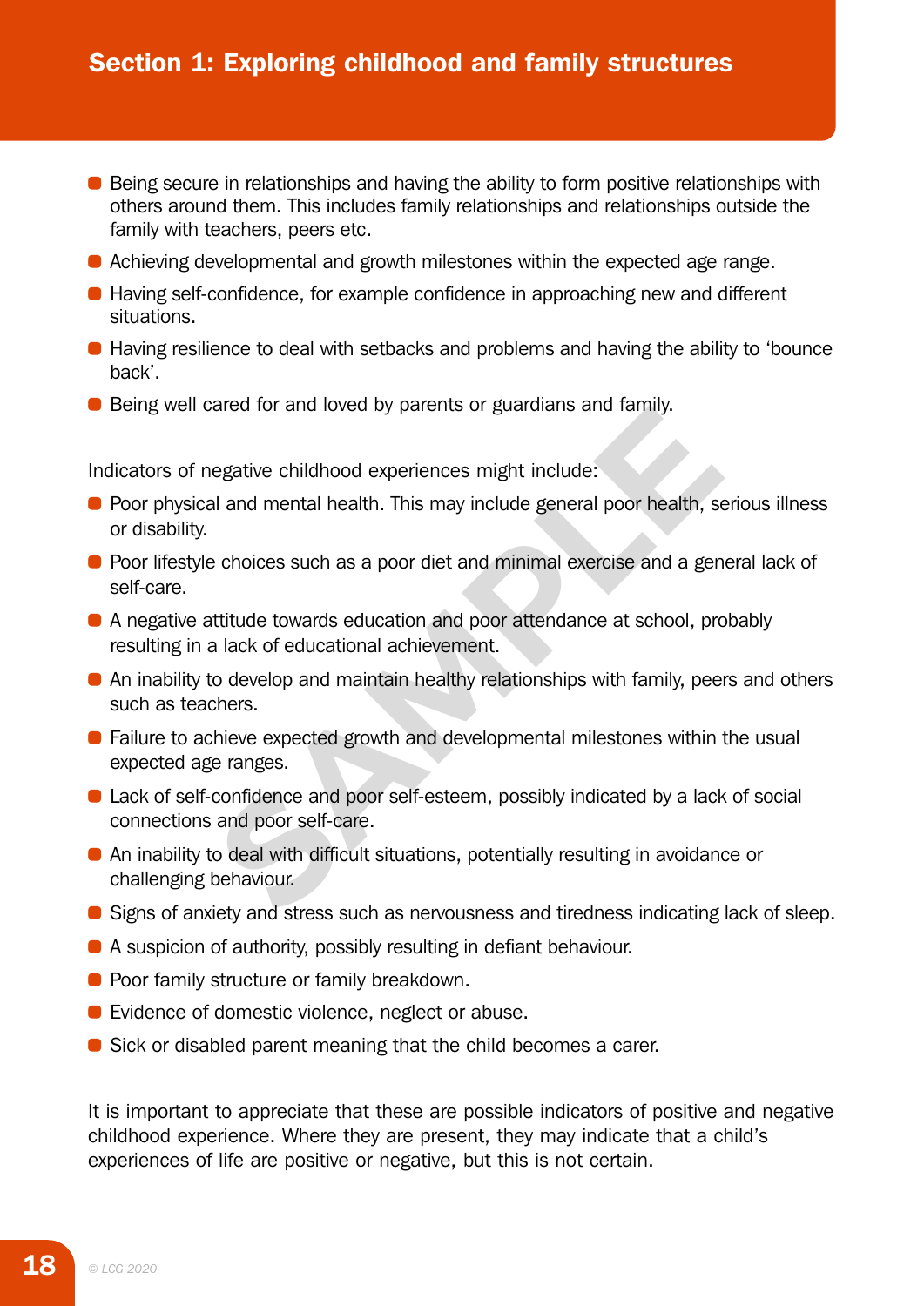- Being secure in relationships and having the ability to form positive relationships with others around them. This includes family relationships and relationships outside the family with teachers, peers etc.
- Achieving developmental and growth milestones within the expected age range.
- Having self-confidence, for example confidence in approaching new and different situations.
- Having resilience to deal with setbacks and problems and having the ability to 'bounce back'.
- Being well cared for and loved by parents or guardians and family.

Indicators of negative childhood experiences might include:

- Poor physical and mental health. This may include general poor health, serious illness or disability.
- Poor lifestyle choices such as a poor diet and minimal exercise and a general lack of self-care.
- A negative attitude towards education and poor attendance at school, probably resulting in a lack of educational achievement.
- An inability to develop and maintain healthy relationships with family, peers and others such as teachers.
- Failure to achieve expected growth and developmental milestones within the usual expected age ranges.
- Lack of self-confidence and poor self-esteem, possibly indicated by a lack of social connections and poor self-care.
- An inability to deal with difficult situations, potentially resulting in avoidance or challenging behaviour.
- Signs of anxiety and stress such as nervousness and tiredness indicating lack of sleep.
- A suspicion of authority, possibly resulting in defiant behaviour.
- Poor family structure or family breakdown.
- Evidence of domestic violence, neglect or abuse.
- Sick or disabled parent meaning that the child becomes a carer.

It is important to appreciate that these are possible indicators of positive and negative childhood experience. Where they are present, they may indicate that a child's experiences of life are positive or negative, but this is not certain.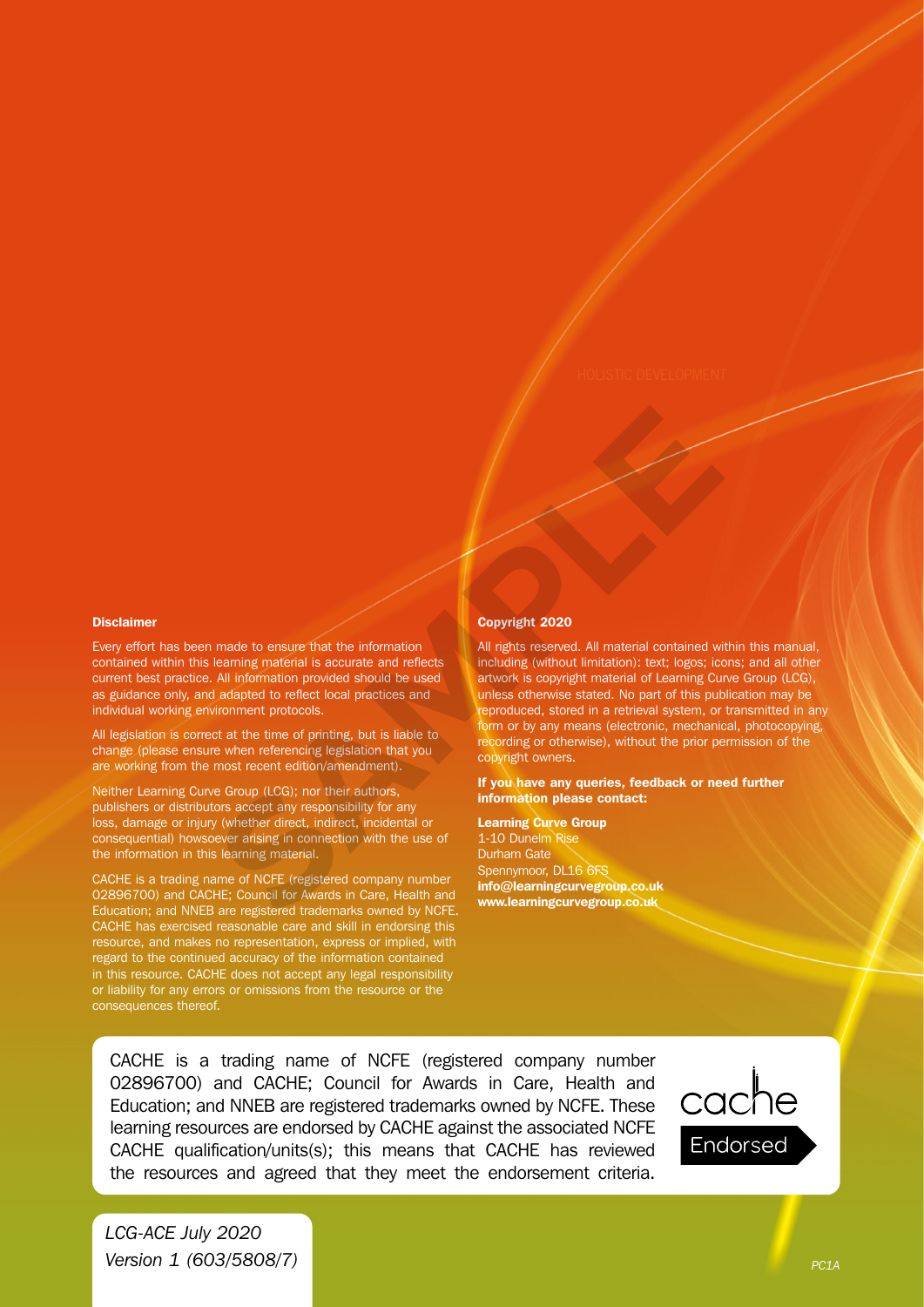HOLISTIC DEVELOPMENT

### Disclaimer

Every effort has been made to ensure that the information contained within this learning material is accurate and reflects current best practice. All information provided should be used as guidance only, and adapted to reflect local practices and individual working environment protocols.

All legislation is correct at the time of printing, but is liable to change (please ensure when referencing legislation that you are working from the most recent edition/amendment).

Neither Learning Curve Group (LCG); nor their authors, publishers or distributors accept any responsibility for any loss, damage or injury (whether direct, indirect, incidental or consequential) howsoever arising in connection with the use of the information in this learning material.

CACHE is a trading name of NCFE (registered company number 02896700) and CACHE; Council for Awards in Care, Health and Education; and NNEB are registered trademarks owned by NCFE. CACHE has exercised reasonable care and skill in endorsing this resource, and makes no representation, express or implied, with regard to the continued accuracy of the information contained in this resource. CACHE does not accept any legal responsibility or liability for any errors or omissions from the resource or the consequences thereof.

### Copyright 2020

All rights reserved. All material contained within this manual, including (without limitation): text; logos; icons; and all other artwork is copyright material of Learning Curve Group (LCG), unless otherwise stated. No part of this publication may be reproduced, stored in a retrieval system, or transmitted in any form or by any means (electronic, mechanical, photocopying, recording or otherwise), without the prior permission of the copyright owners.

**If you have any queries, feedback or need further information please contact:**

**Learning Curve Group**
1-10 Dunelm Rise
Durham Gate
Spennymoor, DL16 6FS
**info@learningcurvegroup.co.uk**
**www.learningcurvegroup.co.uk**

CACHE is a trading name of NCFE (registered company number 02896700) and CACHE; Council for Awards in Care, Health and Education; and NNEB are registered trademarks owned by NCFE. These learning resources are endorsed by CACHE against the associated NCFE CACHE qualification/units(s); this means that CACHE has reviewed the resources and agreed that they meet the endorsement criteria.

cache Endorsed

*LCG-ACE July 2020*
*Version 1 (603/5808/7)*

*PC1A*